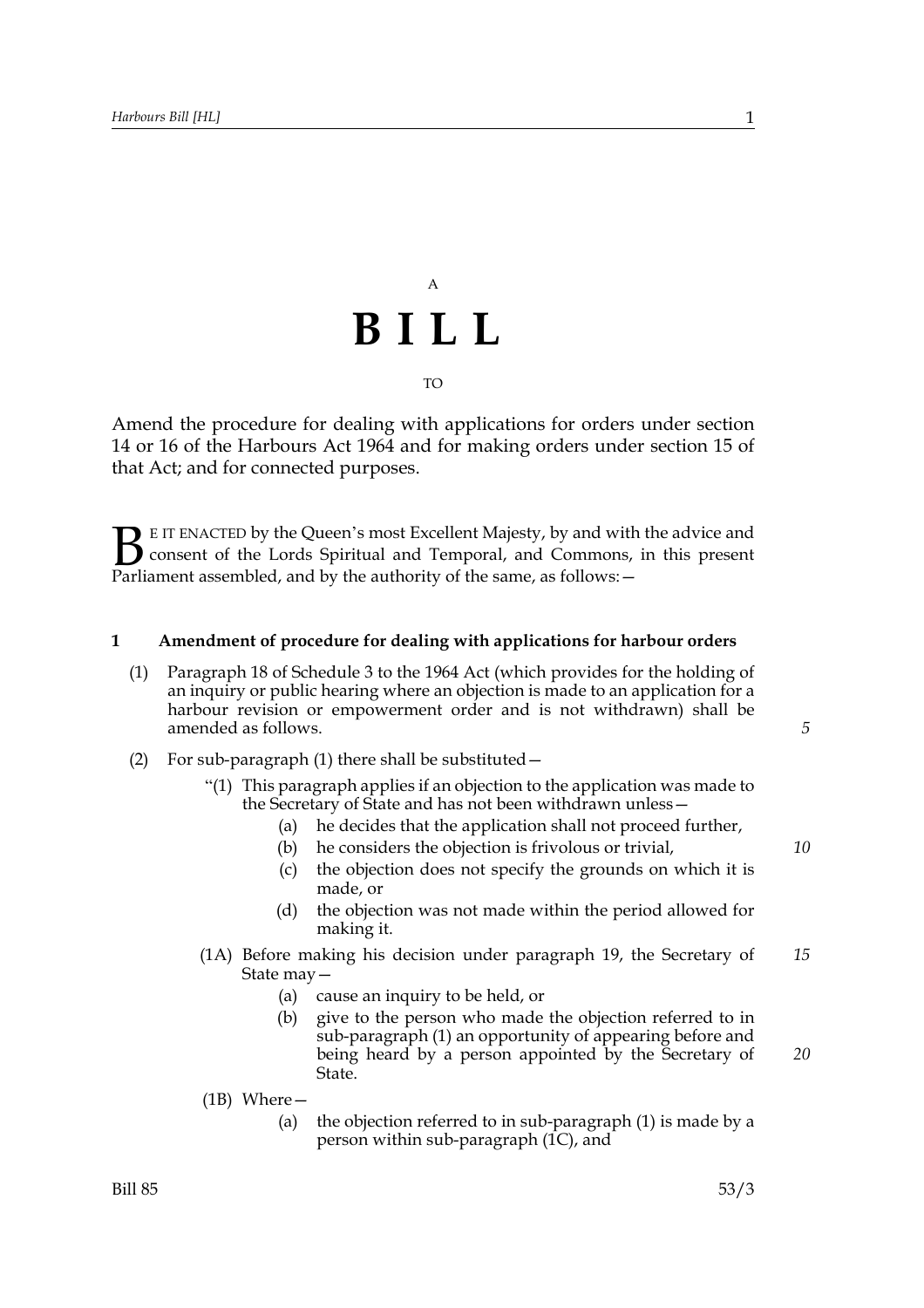A

# B I L L

TO

Amend the procedure for dealing with applications for orders under section 14 or 16 of the Harbours Act 1964 and for making orders under section 15 of that Act; and for connected purposes.

BE IT ENACTED by the Queen's most Excellent Majesty, by and with the advice and consent of the Lords Spiritual and Temporal, and Commons, in this present Parliament assembled, and by the authority of the same, as follows:—

### 1 Amendment of procedure for dealing with applications for harbour orders

(1) Paragraph 18 of Schedule 3 to the 1964 Act (which provides for the holding of an inquiry or public hearing where an objection is made to an application for a harbour revision or empowerment order and is not withdrawn) shall be amended as follows.

(2) For sub-paragraph (1) there shall be substituted—

"(1) This paragraph applies if an objection to the application was made to the Secretary of State and has not been withdrawn unless—

(a) he decides that the application shall not proceed further,

(b) he considers the objection is frivolous or trivial,

(c) the objection does not specify the grounds on which it is made, or

(d) the objection was not made within the period allowed for making it.

(1A) Before making his decision under paragraph 19, the Secretary of State may—

(a) cause an inquiry to be held, or

(b) give to the person who made the objection referred to in sub-paragraph (1) an opportunity of appearing before and being heard by a person appointed by the Secretary of State.

(1B) Where—

(a) the objection referred to in sub-paragraph (1) is made by a person within sub-paragraph (1C), and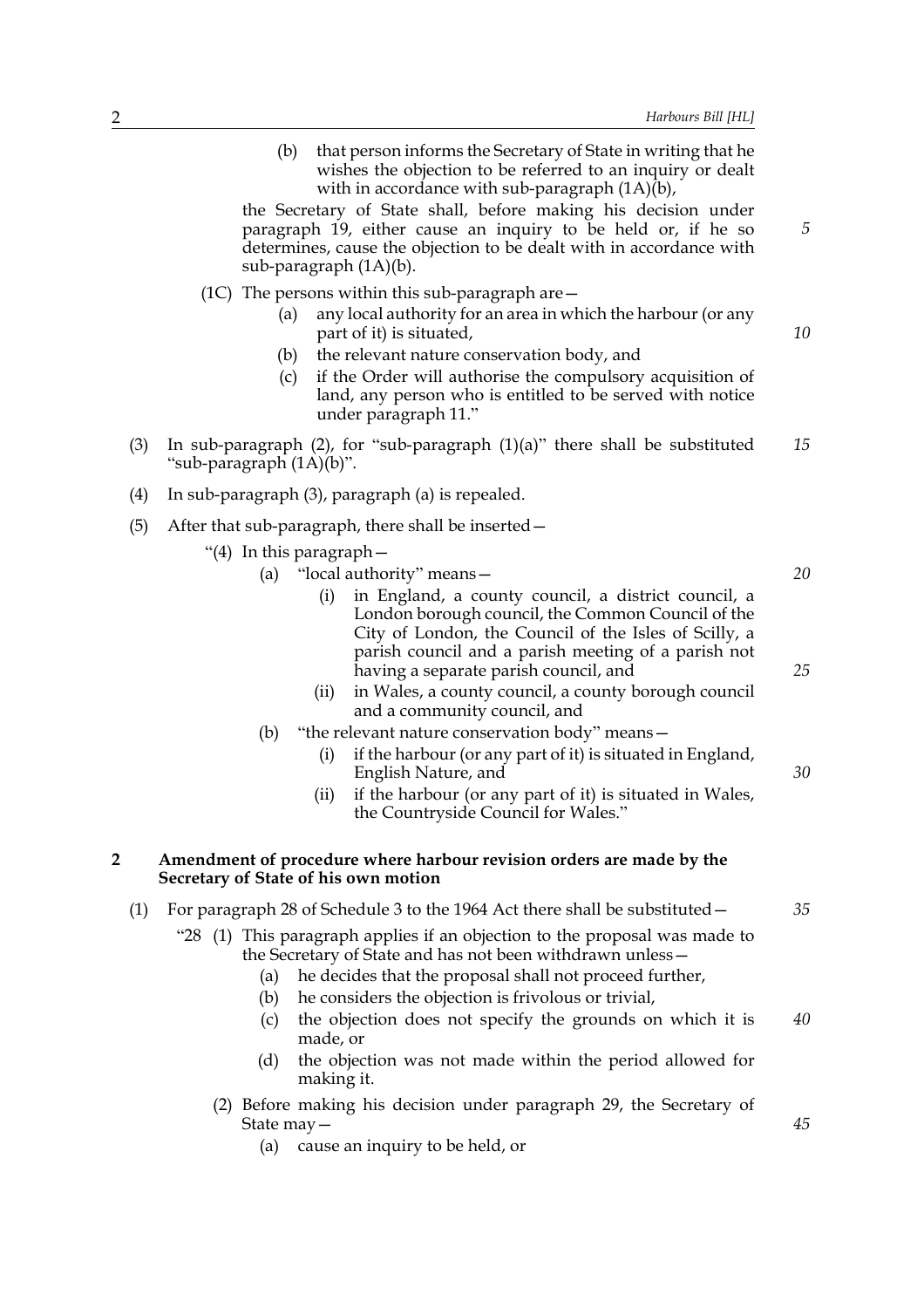(b) that person informs the Secretary of State in writing that he wishes the objection to be referred to an inquiry or dealt with in accordance with sub-paragraph (1A)(b),

the Secretary of State shall, before making his decision under paragraph 19, either cause an inquiry to be held or, if he so determines, cause the objection to be dealt with in accordance with sub-paragraph (1A)(b).

(1C) The persons within this sub-paragraph are—

(a) any local authority for an area in which the harbour (or any part of it) is situated,

(b) the relevant nature conservation body, and

(c) if the Order will authorise the compulsory acquisition of land, any person who is entitled to be served with notice under paragraph 11."

(3) In sub-paragraph (2), for "sub-paragraph (1)(a)" there shall be substituted "sub-paragraph (1A)(b)".

(4) In sub-paragraph (3), paragraph (a) is repealed.

(5) After that sub-paragraph, there shall be inserted—

"(4) In this paragraph—

(a) "local authority" means—

(i) in England, a county council, a district council, a London borough council, the Common Council of the City of London, the Council of the Isles of Scilly, a parish council and a parish meeting of a parish not having a separate parish council, and

(ii) in Wales, a county council, a county borough council and a community council, and

(b) "the relevant nature conservation body" means—

(i) if the harbour (or any part of it) is situated in England, English Nature, and

(ii) if the harbour (or any part of it) is situated in Wales, the Countryside Council for Wales."

## 2 Amendment of procedure where harbour revision orders are made by the Secretary of State of his own motion

(1) For paragraph 28 of Schedule 3 to the 1964 Act there shall be substituted—

"28 (1) This paragraph applies if an objection to the proposal was made to the Secretary of State and has not been withdrawn unless—

(a) he decides that the proposal shall not proceed further,

(b) he considers the objection is frivolous or trivial,

(c) the objection does not specify the grounds on which it is made, or

(d) the objection was not made within the period allowed for making it.

(2) Before making his decision under paragraph 29, the Secretary of State may—

(a) cause an inquiry to be held, or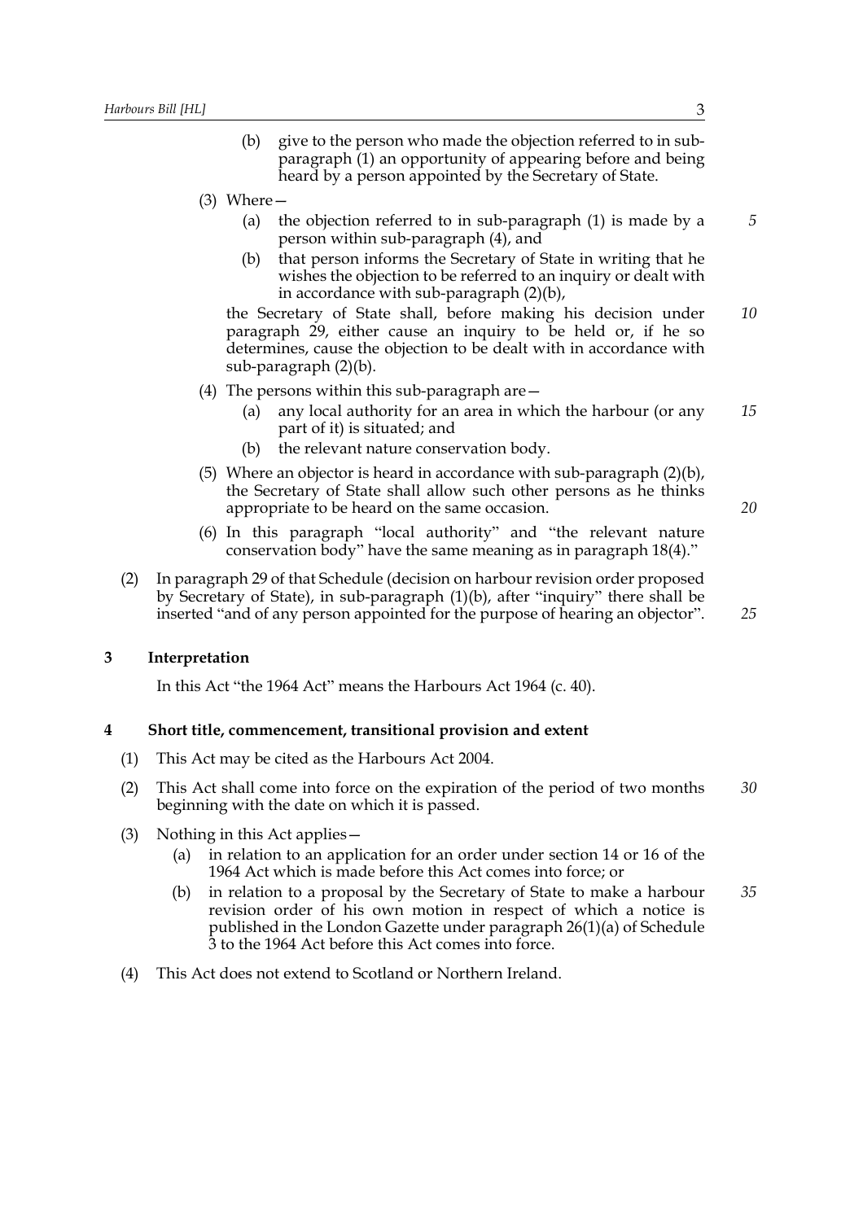(b) give to the person who made the objection referred to in sub-paragraph (1) an opportunity of appearing before and being heard by a person appointed by the Secretary of State.

(3) Where—

(a) the objection referred to in sub-paragraph (1) is made by a person within sub-paragraph (4), and

(b) that person informs the Secretary of State in writing that he wishes the objection to be referred to an inquiry or dealt with in accordance with sub-paragraph (2)(b),

the Secretary of State shall, before making his decision under paragraph 29, either cause an inquiry to be held or, if he so determines, cause the objection to be dealt with in accordance with sub-paragraph (2)(b).

(4) The persons within this sub-paragraph are—

(a) any local authority for an area in which the harbour (or any part of it) is situated; and

(b) the relevant nature conservation body.

(5) Where an objector is heard in accordance with sub-paragraph (2)(b), the Secretary of State shall allow such other persons as he thinks appropriate to be heard on the same occasion.

(6) In this paragraph "local authority" and "the relevant nature conservation body" have the same meaning as in paragraph 18(4)."

(2) In paragraph 29 of that Schedule (decision on harbour revision order proposed by Secretary of State), in sub-paragraph (1)(b), after "inquiry" there shall be inserted "and of any person appointed for the purpose of hearing an objector".

## 3 Interpretation

In this Act "the 1964 Act" means the Harbours Act 1964 (c. 40).

## 4 Short title, commencement, transitional provision and extent

(1) This Act may be cited as the Harbours Act 2004.

(2) This Act shall come into force on the expiration of the period of two months beginning with the date on which it is passed.

(3) Nothing in this Act applies—

(a) in relation to an application for an order under section 14 or 16 of the 1964 Act which is made before this Act comes into force; or

(b) in relation to a proposal by the Secretary of State to make a harbour revision order of his own motion in respect of which a notice is published in the London Gazette under paragraph 26(1)(a) of Schedule 3 to the 1964 Act before this Act comes into force.

(4) This Act does not extend to Scotland or Northern Ireland.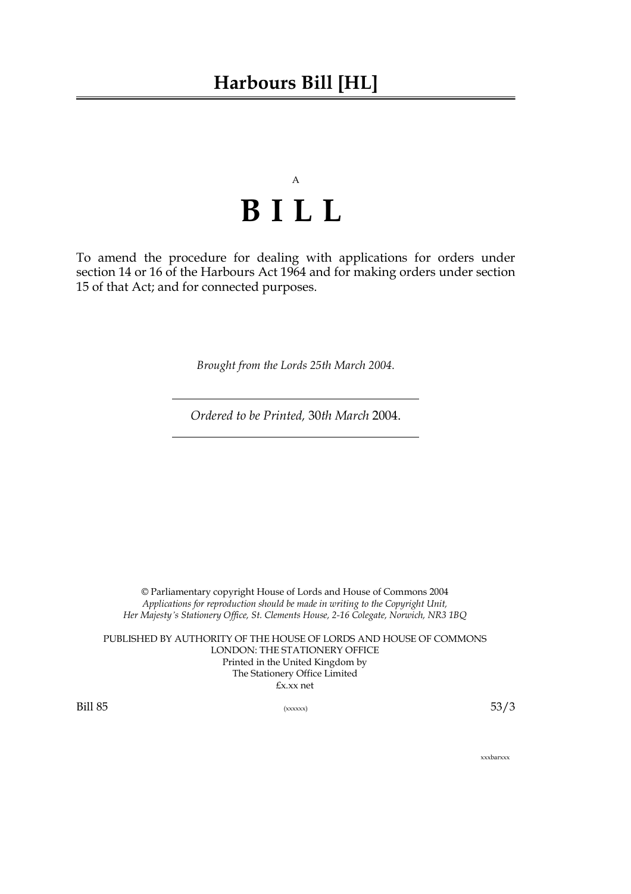# Harbours Bill [HL]

A

# B I L L

To amend the procedure for dealing with applications for orders under section 14 or 16 of the Harbours Act 1964 and for making orders under section 15 of that Act; and for connected purposes.

*Brought from the Lords 25th March 2004.*

---

*Ordered to be Printed,* 30*th March* 2004.

---

© Parliamentary copyright House of Lords and House of Commons 2004
*Applications for reproduction should be made in writing to the Copyright Unit, Her Majesty's Stationery Office, St. Clements House, 2-16 Colegate, Norwich, NR3 1BQ*

PUBLISHED BY AUTHORITY OF THE HOUSE OF LORDS AND HOUSE OF COMMONS
LONDON: THE STATIONERY OFFICE
Printed in the United Kingdom by
The Stationery Office Limited
£x.xx net

Bill 85 (xxxxxx) 53/3

xxxbarxxx